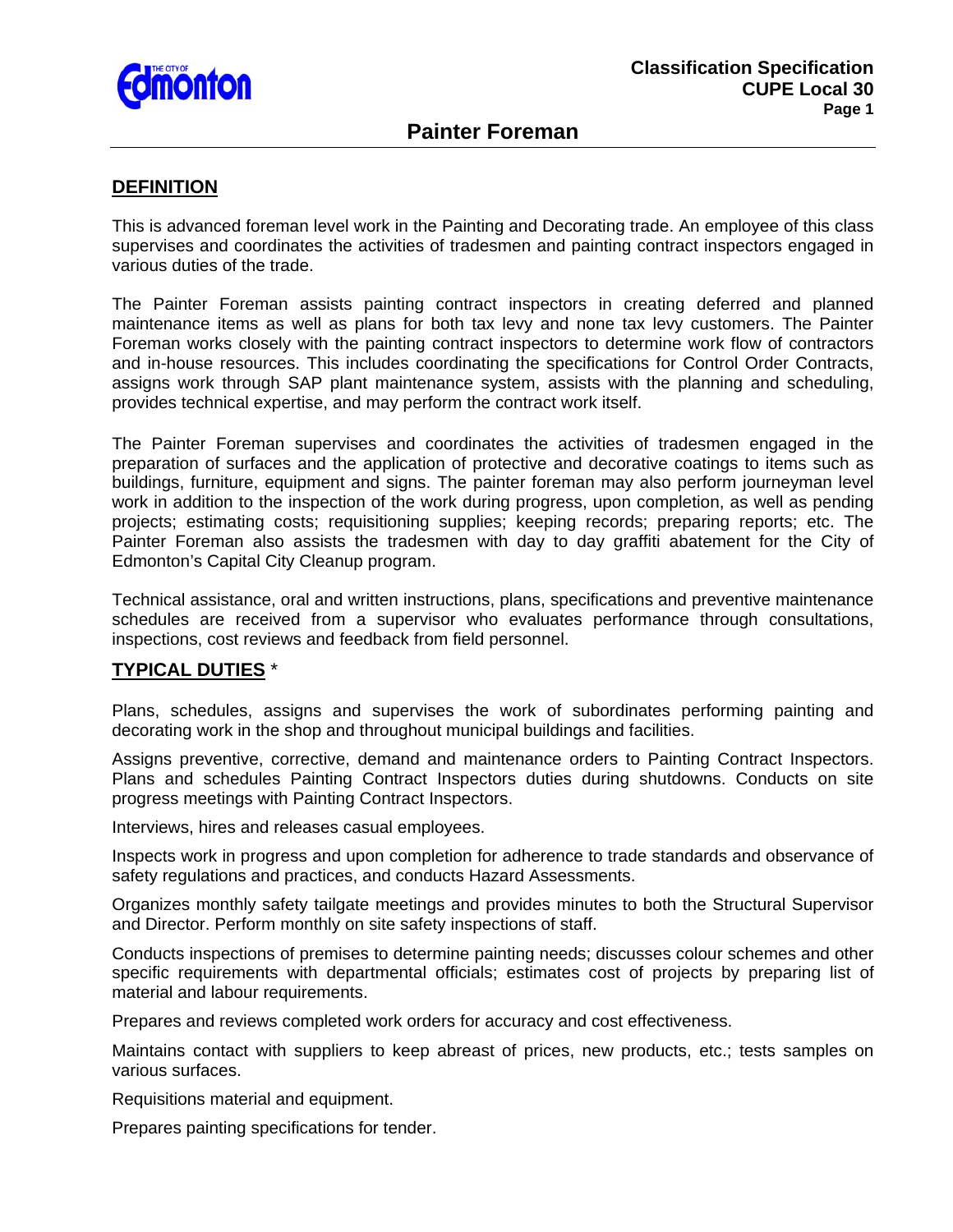# Painter Foreman

## DEFINITION

This is advanced foreman level work in the Painting and Decorating trade. An employee of this class supervises and coordinates the activities of tradesmen and painting contract inspectors engaged in various duties of the trade.

The Painter Foreman assists painting contract inspectors in creating deferred and planned maintenance items as well as plans for both tax levy and none tax levy customers. The Painter Foreman works closely with the painting contract inspectors to determine work flow of contractors and in-house resources. This includes coordinating the specifications for Control Order Contracts, assigns work through SAP plant maintenance system, assists with the planning and scheduling, provides technical expertise, and may perform the contract work itself.

The Painter Foreman supervises and coordinates the activities of tradesmen engaged in the preparation of surfaces and the application of protective and decorative coatings to items such as buildings, furniture, equipment and signs. The painter foreman may also perform journeyman level work in addition to the inspection of the work during progress, upon completion, as well as pending projects; estimating costs; requisitioning supplies; keeping records; preparing reports; etc. The Painter Foreman also assists the tradesmen with day to day graffiti abatement for the City of Edmonton's Capital City Cleanup program.

Technical assistance, oral and written instructions, plans, specifications and preventive maintenance schedules are received from a supervisor who evaluates performance through consultations, inspections, cost reviews and feedback from field personnel.

## TYPICAL DUTIES *

Plans, schedules, assigns and supervises the work of subordinates performing painting and decorating work in the shop and throughout municipal buildings and facilities.

Assigns preventive, corrective, demand and maintenance orders to Painting Contract Inspectors. Plans and schedules Painting Contract Inspectors duties during shutdowns. Conducts on site progress meetings with Painting Contract Inspectors.

Interviews, hires and releases casual employees.

Inspects work in progress and upon completion for adherence to trade standards and observance of safety regulations and practices, and conducts Hazard Assessments.

Organizes monthly safety tailgate meetings and provides minutes to both the Structural Supervisor and Director. Perform monthly on site safety inspections of staff.

Conducts inspections of premises to determine painting needs; discusses colour schemes and other specific requirements with departmental officials; estimates cost of projects by preparing list of material and labour requirements.

Prepares and reviews completed work orders for accuracy and cost effectiveness.

Maintains contact with suppliers to keep abreast of prices, new products, etc.; tests samples on various surfaces.

Requisitions material and equipment.

Prepares painting specifications for tender.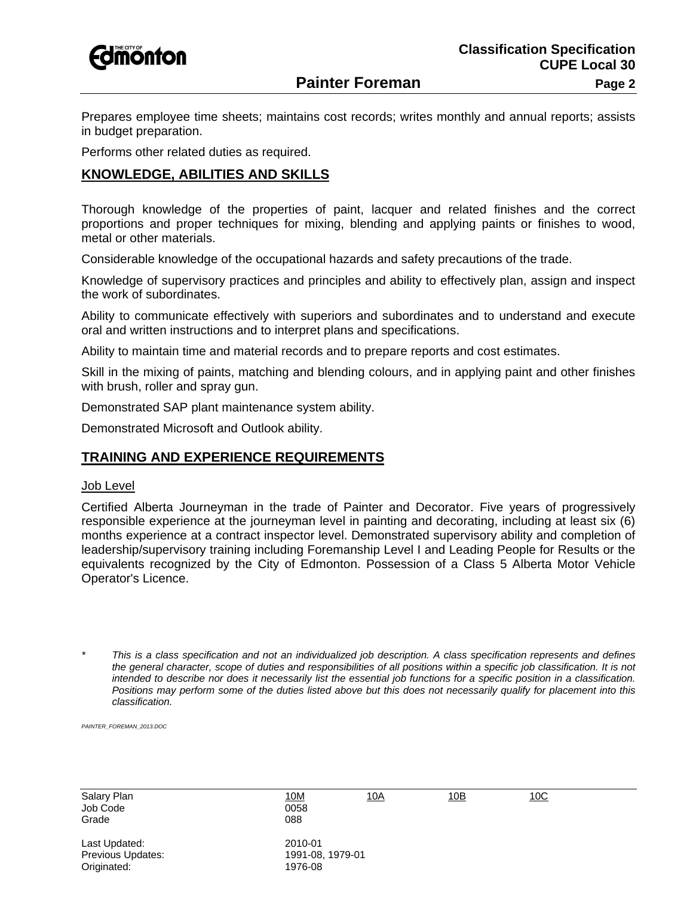Prepares employee time sheets; maintains cost records; writes monthly and annual reports; assists in budget preparation.

Performs other related duties as required.

## KNOWLEDGE, ABILITIES AND SKILLS

Thorough knowledge of the properties of paint, lacquer and related finishes and the correct proportions and proper techniques for mixing, blending and applying paints or finishes to wood, metal or other materials.

Considerable knowledge of the occupational hazards and safety precautions of the trade.

Knowledge of supervisory practices and principles and ability to effectively plan, assign and inspect the work of subordinates.

Ability to communicate effectively with superiors and subordinates and to understand and execute oral and written instructions and to interpret plans and specifications.

Ability to maintain time and material records and to prepare reports and cost estimates.

Skill in the mixing of paints, matching and blending colours, and in applying paint and other finishes with brush, roller and spray gun.

Demonstrated SAP plant maintenance system ability.

Demonstrated Microsoft and Outlook ability.

## TRAINING AND EXPERIENCE REQUIREMENTS

Job Level

Certified Alberta Journeyman in the trade of Painter and Decorator. Five years of progressively responsible experience at the journeyman level in painting and decorating, including at least six (6) months experience at a contract inspector level. Demonstrated supervisory ability and completion of leadership/supervisory training including Foremanship Level I and Leading People for Results or the equivalents recognized by the City of Edmonton. Possession of a Class 5 Alberta Motor Vehicle Operator's Licence.

* *This is a class specification and not an individualized job description. A class specification represents and defines the general character, scope of duties and responsibilities of all positions within a specific job classification. It is not intended to describe nor does it necessarily list the essential job functions for a specific position in a classification. Positions may perform some of the duties listed above but this does not necessarily qualify for placement into this classification.*

*PAINTER_FOREMAN_2013.DOC*

| | | | | |
|---|---|---|---|---|
| Salary Plan | 10M | 10A | 10B | 10C |
| Job Code | 0058 | | | |
| Grade | 088 | | | |
| Last Updated: | 2010-01 | | | |
| Previous Updates: | 1991-08, 1979-01 | | | |
| Originated: | 1976-08 | | | |